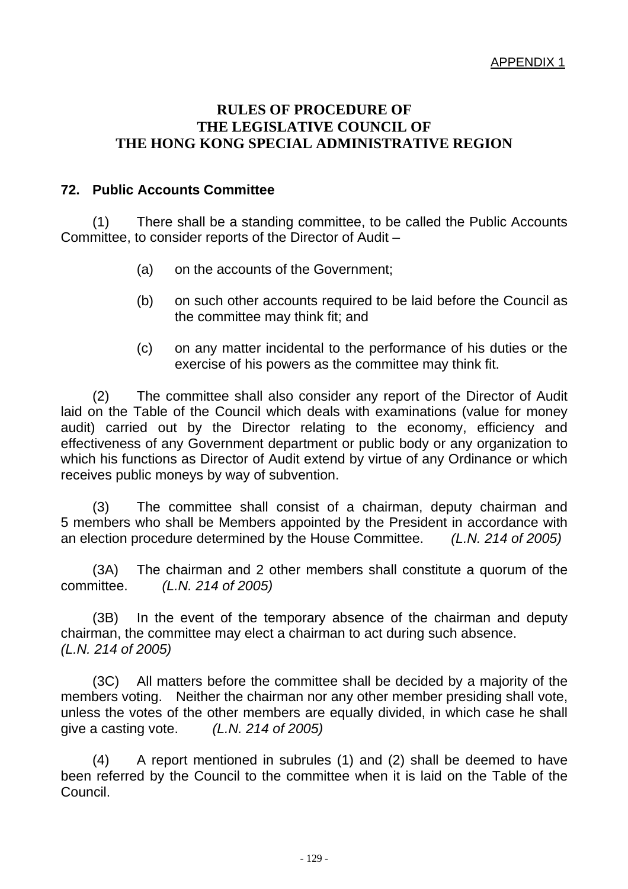APPENDIX 1

# RULES OF PROCEDURE OF THE LEGISLATIVE COUNCIL OF THE HONG KONG SPECIAL ADMINISTRATIVE REGION

## 72. Public Accounts Committee

(1) There shall be a standing committee, to be called the Public Accounts Committee, to consider reports of the Director of Audit –

- (a) on the accounts of the Government;
- (b) on such other accounts required to be laid before the Council as the committee may think fit; and
- (c) on any matter incidental to the performance of his duties or the exercise of his powers as the committee may think fit.

(2) The committee shall also consider any report of the Director of Audit laid on the Table of the Council which deals with examinations (value for money audit) carried out by the Director relating to the economy, efficiency and effectiveness of any Government department or public body or any organization to which his functions as Director of Audit extend by virtue of any Ordinance or which receives public moneys by way of subvention.

(3) The committee shall consist of a chairman, deputy chairman and 5 members who shall be Members appointed by the President in accordance with an election procedure determined by the House Committee. *(L.N. 214 of 2005)*

(3A) The chairman and 2 other members shall constitute a quorum of the committee. *(L.N. 214 of 2005)*

(3B) In the event of the temporary absence of the chairman and deputy chairman, the committee may elect a chairman to act during such absence. *(L.N. 214 of 2005)*

(3C) All matters before the committee shall be decided by a majority of the members voting. Neither the chairman nor any other member presiding shall vote, unless the votes of the other members are equally divided, in which case he shall give a casting vote. *(L.N. 214 of 2005)*

(4) A report mentioned in subrules (1) and (2) shall be deemed to have been referred by the Council to the committee when it is laid on the Table of the Council.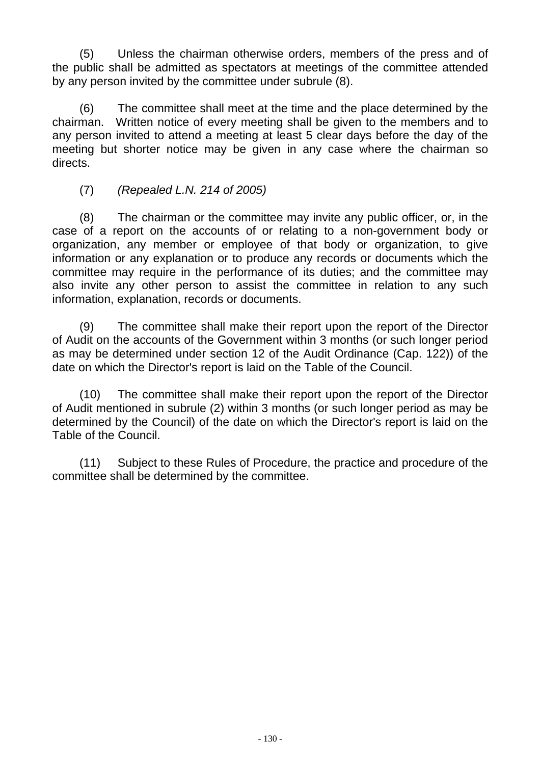(5) Unless the chairman otherwise orders, members of the press and of the public shall be admitted as spectators at meetings of the committee attended by any person invited by the committee under subrule (8).

(6) The committee shall meet at the time and the place determined by the chairman. Written notice of every meeting shall be given to the members and to any person invited to attend a meeting at least 5 clear days before the day of the meeting but shorter notice may be given in any case where the chairman so directs.

(7) *(Repealed L.N. 214 of 2005)*

(8) The chairman or the committee may invite any public officer, or, in the case of a report on the accounts of or relating to a non-government body or organization, any member or employee of that body or organization, to give information or any explanation or to produce any records or documents which the committee may require in the performance of its duties; and the committee may also invite any other person to assist the committee in relation to any such information, explanation, records or documents.

(9) The committee shall make their report upon the report of the Director of Audit on the accounts of the Government within 3 months (or such longer period as may be determined under section 12 of the Audit Ordinance (Cap. 122)) of the date on which the Director's report is laid on the Table of the Council.

(10) The committee shall make their report upon the report of the Director of Audit mentioned in subrule (2) within 3 months (or such longer period as may be determined by the Council) of the date on which the Director's report is laid on the Table of the Council.

(11) Subject to these Rules of Procedure, the practice and procedure of the committee shall be determined by the committee.